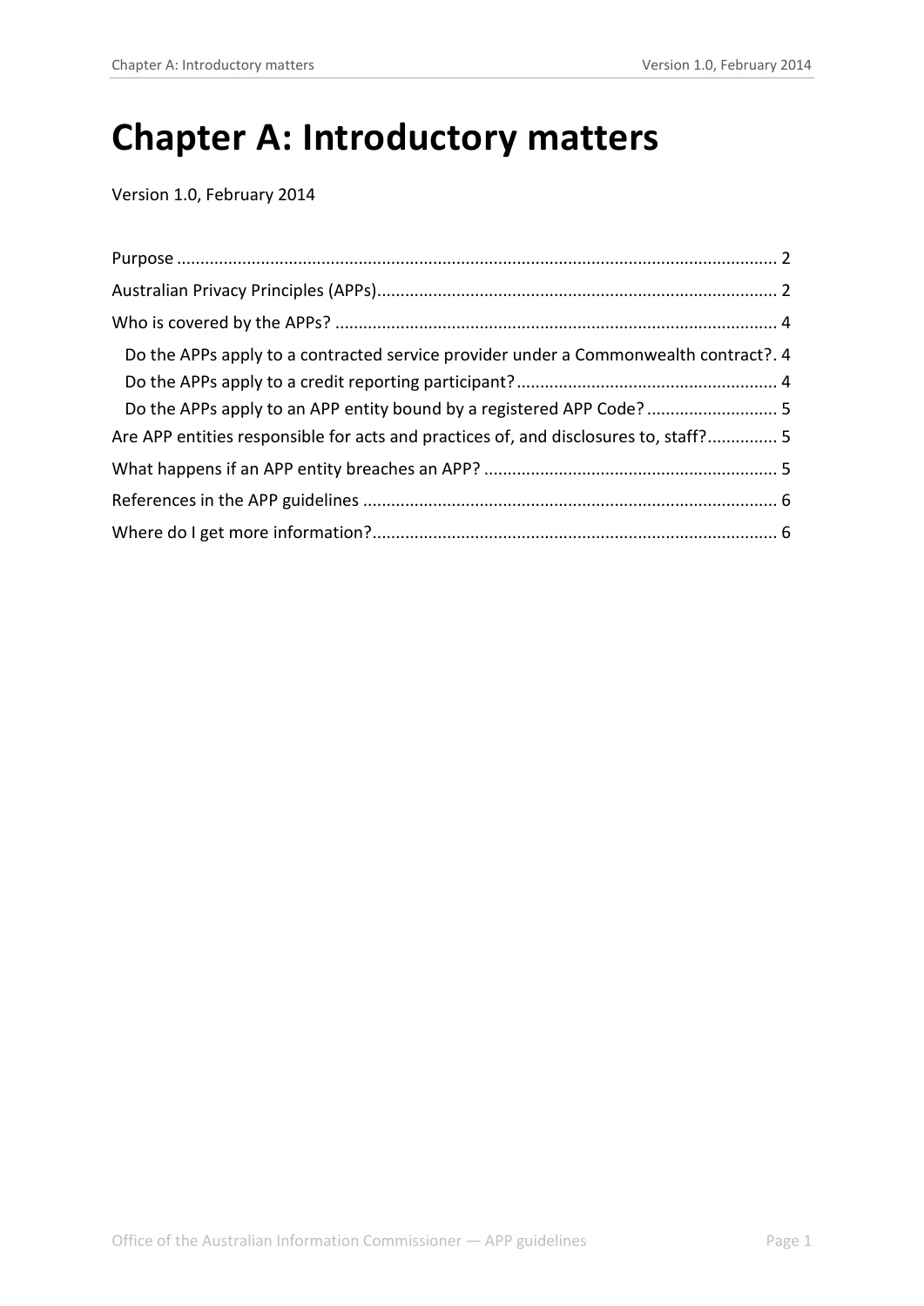# Chapter A: Introductory matters

Version 1.0, February 2014

Purpose ........................................................................................................................ 2
Australian Privacy Principles (APPs)..................................................................................... 2
Who is covered by the APPs? ............................................................................................. 4
  Do the APPs apply to a contracted service provider under a Commonwealth contract?. 4
  Do the APPs apply to a credit reporting participant?........................................................ 4
  Do the APPs apply to an APP entity bound by a registered APP Code? ............................ 5
Are APP entities responsible for acts and practices of, and disclosures to, staff?............... 5
What happens if an APP entity breaches an APP? ............................................................... 5
References in the APP guidelines ......................................................................................... 6
Where do I get more information?........................................................................................ 6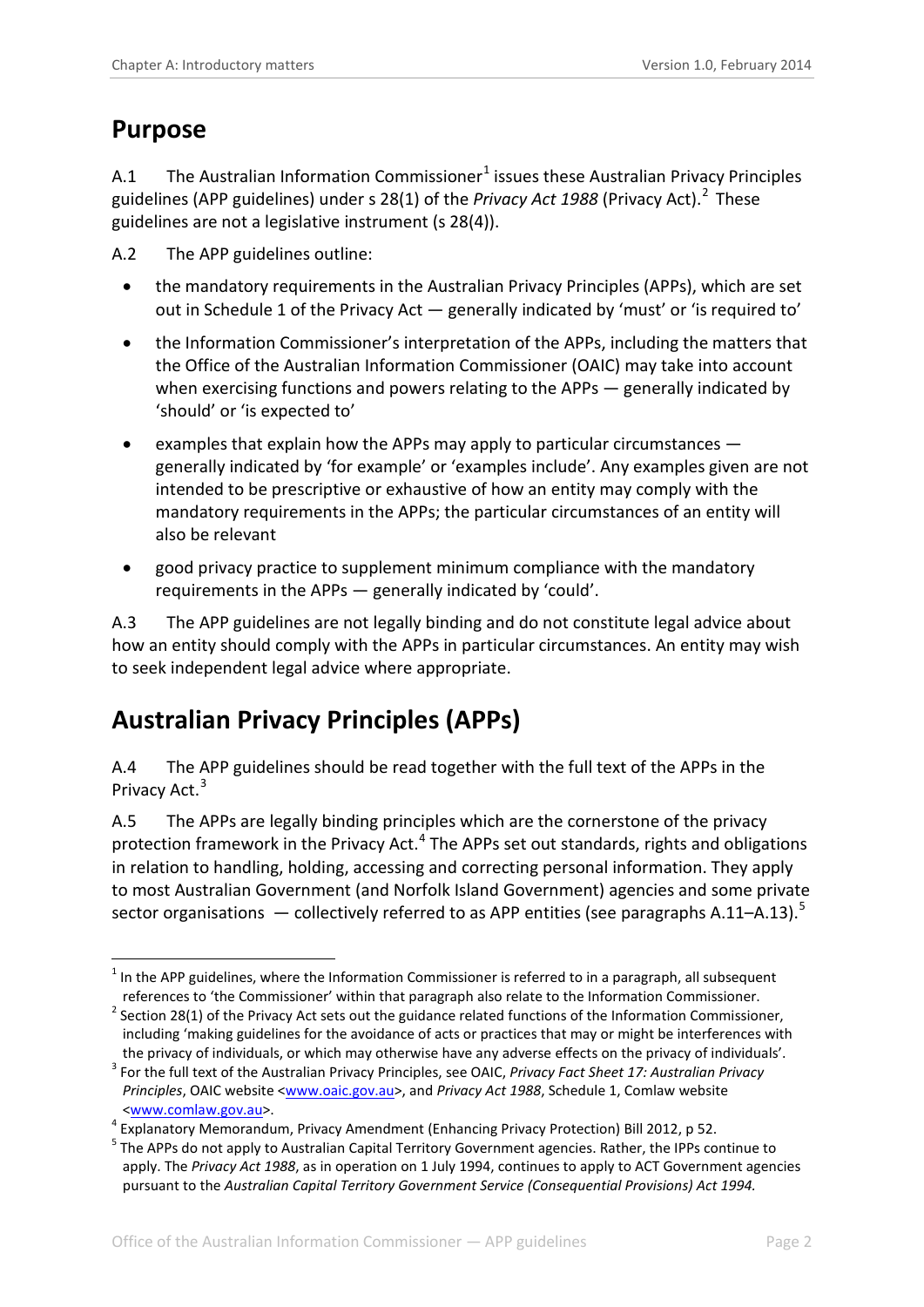## Purpose

A.1 The Australian Information Commissioner[1] issues these Australian Privacy Principles guidelines (APP guidelines) under s 28(1) of the *Privacy Act 1988* (Privacy Act).[2] These guidelines are not a legislative instrument (s 28(4)).

A.2 The APP guidelines outline:

- the mandatory requirements in the Australian Privacy Principles (APPs), which are set out in Schedule 1 of the Privacy Act — generally indicated by 'must' or 'is required to'
- the Information Commissioner's interpretation of the APPs, including the matters that the Office of the Australian Information Commissioner (OAIC) may take into account when exercising functions and powers relating to the APPs — generally indicated by 'should' or 'is expected to'
- examples that explain how the APPs may apply to particular circumstances — generally indicated by 'for example' or 'examples include'. Any examples given are not intended to be prescriptive or exhaustive of how an entity may comply with the mandatory requirements in the APPs; the particular circumstances of an entity will also be relevant
- good privacy practice to supplement minimum compliance with the mandatory requirements in the APPs — generally indicated by 'could'.

A.3 The APP guidelines are not legally binding and do not constitute legal advice about how an entity should comply with the APPs in particular circumstances. An entity may wish to seek independent legal advice where appropriate.

## Australian Privacy Principles (APPs)

A.4 The APP guidelines should be read together with the full text of the APPs in the Privacy Act.[3]

A.5 The APPs are legally binding principles which are the cornerstone of the privacy protection framework in the Privacy Act.[4] The APPs set out standards, rights and obligations in relation to handling, holding, accessing and correcting personal information. They apply to most Australian Government (and Norfolk Island Government) agencies and some private sector organisations — collectively referred to as APP entities (see paragraphs A.11–A.13).[5]

---

[1] In the APP guidelines, where the Information Commissioner is referred to in a paragraph, all subsequent references to 'the Commissioner' within that paragraph also relate to the Information Commissioner.

[2] Section 28(1) of the Privacy Act sets out the guidance related functions of the Information Commissioner, including 'making guidelines for the avoidance of acts or practices that may or might be interferences with the privacy of individuals, or which may otherwise have any adverse effects on the privacy of individuals'.

[3] For the full text of the Australian Privacy Principles, see OAIC, *Privacy Fact Sheet 17: Australian Privacy Principles*, OAIC website <www.oaic.gov.au>, and *Privacy Act 1988*, Schedule 1, Comlaw website <www.comlaw.gov.au>.

[4] Explanatory Memorandum, Privacy Amendment (Enhancing Privacy Protection) Bill 2012, p 52.

[5] The APPs do not apply to Australian Capital Territory Government agencies. Rather, the IPPs continue to apply. The *Privacy Act 1988*, as in operation on 1 July 1994, continues to apply to ACT Government agencies pursuant to the *Australian Capital Territory Government Service (Consequential Provisions) Act 1994.*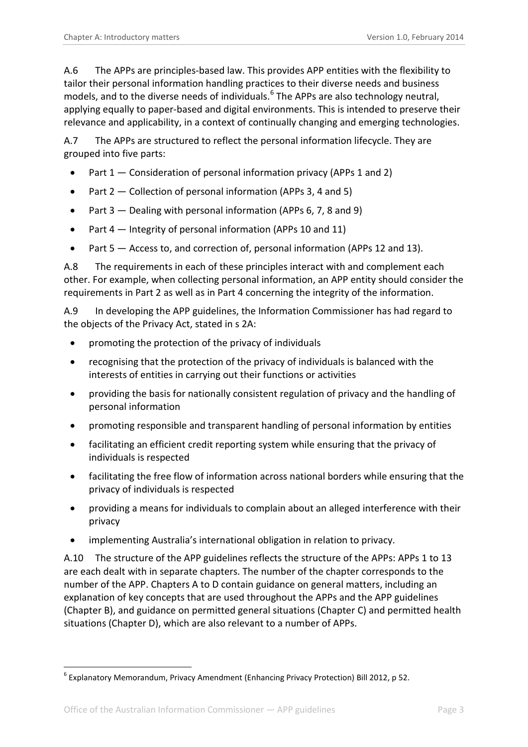A.6 The APPs are principles-based law. This provides APP entities with the flexibility to tailor their personal information handling practices to their diverse needs and business models, and to the diverse needs of individuals.[6] The APPs are also technology neutral, applying equally to paper-based and digital environments. This is intended to preserve their relevance and applicability, in a context of continually changing and emerging technologies.

A.7 The APPs are structured to reflect the personal information lifecycle. They are grouped into five parts:

- Part 1 — Consideration of personal information privacy (APPs 1 and 2)
- Part 2 — Collection of personal information (APPs 3, 4 and 5)
- Part 3 — Dealing with personal information (APPs 6, 7, 8 and 9)
- Part 4 — Integrity of personal information (APPs 10 and 11)
- Part 5 — Access to, and correction of, personal information (APPs 12 and 13).

A.8 The requirements in each of these principles interact with and complement each other. For example, when collecting personal information, an APP entity should consider the requirements in Part 2 as well as in Part 4 concerning the integrity of the information.

A.9 In developing the APP guidelines, the Information Commissioner has had regard to the objects of the Privacy Act, stated in s 2A:

- promoting the protection of the privacy of individuals
- recognising that the protection of the privacy of individuals is balanced with the interests of entities in carrying out their functions or activities
- providing the basis for nationally consistent regulation of privacy and the handling of personal information
- promoting responsible and transparent handling of personal information by entities
- facilitating an efficient credit reporting system while ensuring that the privacy of individuals is respected
- facilitating the free flow of information across national borders while ensuring that the privacy of individuals is respected
- providing a means for individuals to complain about an alleged interference with their privacy
- implementing Australia's international obligation in relation to privacy.

A.10 The structure of the APP guidelines reflects the structure of the APPs: APPs 1 to 13 are each dealt with in separate chapters. The number of the chapter corresponds to the number of the APP. Chapters A to D contain guidance on general matters, including an explanation of key concepts that are used throughout the APPs and the APP guidelines (Chapter B), and guidance on permitted general situations (Chapter C) and permitted health situations (Chapter D), which are also relevant to a number of APPs.

---

[6] Explanatory Memorandum, Privacy Amendment (Enhancing Privacy Protection) Bill 2012, p 52.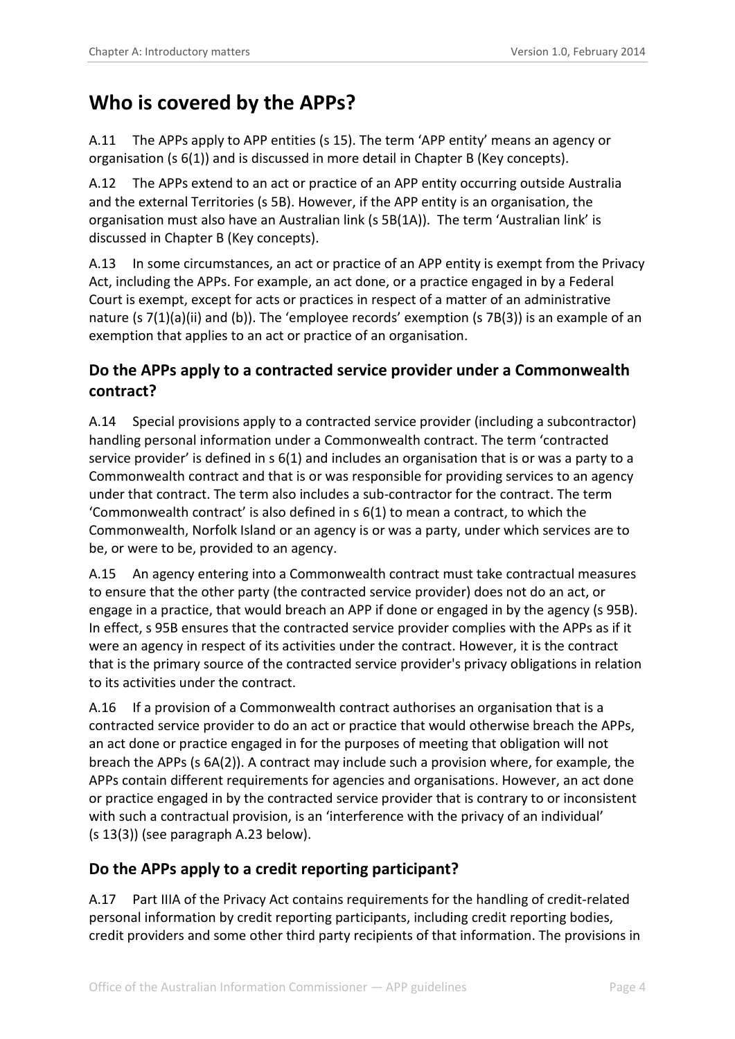## Who is covered by the APPs?

A.11 The APPs apply to APP entities (s 15). The term 'APP entity' means an agency or organisation (s 6(1)) and is discussed in more detail in Chapter B (Key concepts).

A.12 The APPs extend to an act or practice of an APP entity occurring outside Australia and the external Territories (s 5B). However, if the APP entity is an organisation, the organisation must also have an Australian link (s 5B(1A)). The term 'Australian link' is discussed in Chapter B (Key concepts).

A.13 In some circumstances, an act or practice of an APP entity is exempt from the Privacy Act, including the APPs. For example, an act done, or a practice engaged in by a Federal Court is exempt, except for acts or practices in respect of a matter of an administrative nature (s 7(1)(a)(ii) and (b)). The 'employee records' exemption (s 7B(3)) is an example of an exemption that applies to an act or practice of an organisation.

### Do the APPs apply to a contracted service provider under a Commonwealth contract?

A.14 Special provisions apply to a contracted service provider (including a subcontractor) handling personal information under a Commonwealth contract. The term 'contracted service provider' is defined in s 6(1) and includes an organisation that is or was a party to a Commonwealth contract and that is or was responsible for providing services to an agency under that contract. The term also includes a sub-contractor for the contract. The term 'Commonwealth contract' is also defined in s 6(1) to mean a contract, to which the Commonwealth, Norfolk Island or an agency is or was a party, under which services are to be, or were to be, provided to an agency.

A.15 An agency entering into a Commonwealth contract must take contractual measures to ensure that the other party (the contracted service provider) does not do an act, or engage in a practice, that would breach an APP if done or engaged in by the agency (s 95B). In effect, s 95B ensures that the contracted service provider complies with the APPs as if it were an agency in respect of its activities under the contract. However, it is the contract that is the primary source of the contracted service provider's privacy obligations in relation to its activities under the contract.

A.16 If a provision of a Commonwealth contract authorises an organisation that is a contracted service provider to do an act or practice that would otherwise breach the APPs, an act done or practice engaged in for the purposes of meeting that obligation will not breach the APPs (s 6A(2)). A contract may include such a provision where, for example, the APPs contain different requirements for agencies and organisations. However, an act done or practice engaged in by the contracted service provider that is contrary to or inconsistent with such a contractual provision, is an 'interference with the privacy of an individual' (s 13(3)) (see paragraph A.23 below).

### Do the APPs apply to a credit reporting participant?

A.17 Part IIIA of the Privacy Act contains requirements for the handling of credit-related personal information by credit reporting participants, including credit reporting bodies, credit providers and some other third party recipients of that information. The provisions in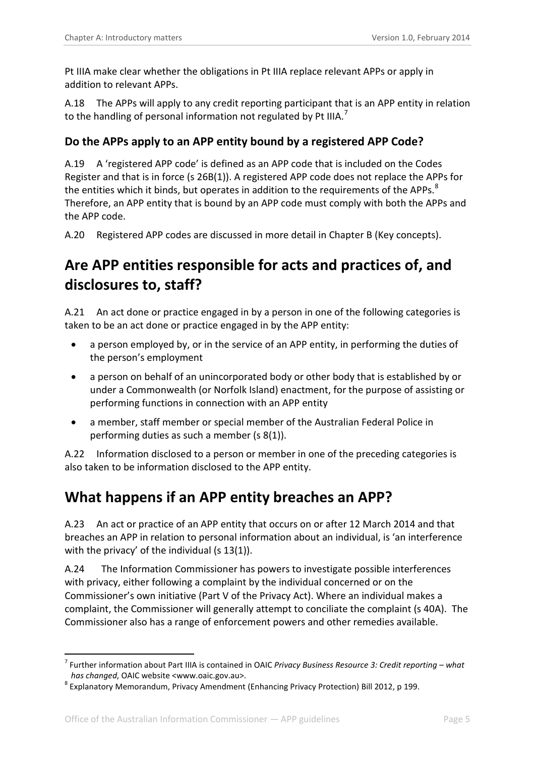Pt IIIA make clear whether the obligations in Pt IIIA replace relevant APPs or apply in addition to relevant APPs.

A.18 The APPs will apply to any credit reporting participant that is an APP entity in relation to the handling of personal information not regulated by Pt IIIA.[7]

### Do the APPs apply to an APP entity bound by a registered APP Code?

A.19 A 'registered APP code' is defined as an APP code that is included on the Codes Register and that is in force (s 26B(1)). A registered APP code does not replace the APPs for the entities which it binds, but operates in addition to the requirements of the APPs.[8] Therefore, an APP entity that is bound by an APP code must comply with both the APPs and the APP code.

A.20 Registered APP codes are discussed in more detail in Chapter B (Key concepts).

## Are APP entities responsible for acts and practices of, and disclosures to, staff?

A.21 An act done or practice engaged in by a person in one of the following categories is taken to be an act done or practice engaged in by the APP entity:

- a person employed by, or in the service of an APP entity, in performing the duties of the person's employment
- a person on behalf of an unincorporated body or other body that is established by or under a Commonwealth (or Norfolk Island) enactment, for the purpose of assisting or performing functions in connection with an APP entity
- a member, staff member or special member of the Australian Federal Police in performing duties as such a member (s 8(1)).

A.22 Information disclosed to a person or member in one of the preceding categories is also taken to be information disclosed to the APP entity.

## What happens if an APP entity breaches an APP?

A.23 An act or practice of an APP entity that occurs on or after 12 March 2014 and that breaches an APP in relation to personal information about an individual, is 'an interference with the privacy' of the individual (s 13(1)).

A.24 The Information Commissioner has powers to investigate possible interferences with privacy, either following a complaint by the individual concerned or on the Commissioner's own initiative (Part V of the Privacy Act). Where an individual makes a complaint, the Commissioner will generally attempt to conciliate the complaint (s 40A). The Commissioner also has a range of enforcement powers and other remedies available.

---

[7] Further information about Part IIIA is contained in OAIC *Privacy Business Resource 3: Credit reporting – what has changed*, OAIC website <www.oaic.gov.au>.

[8] Explanatory Memorandum, Privacy Amendment (Enhancing Privacy Protection) Bill 2012, p 199.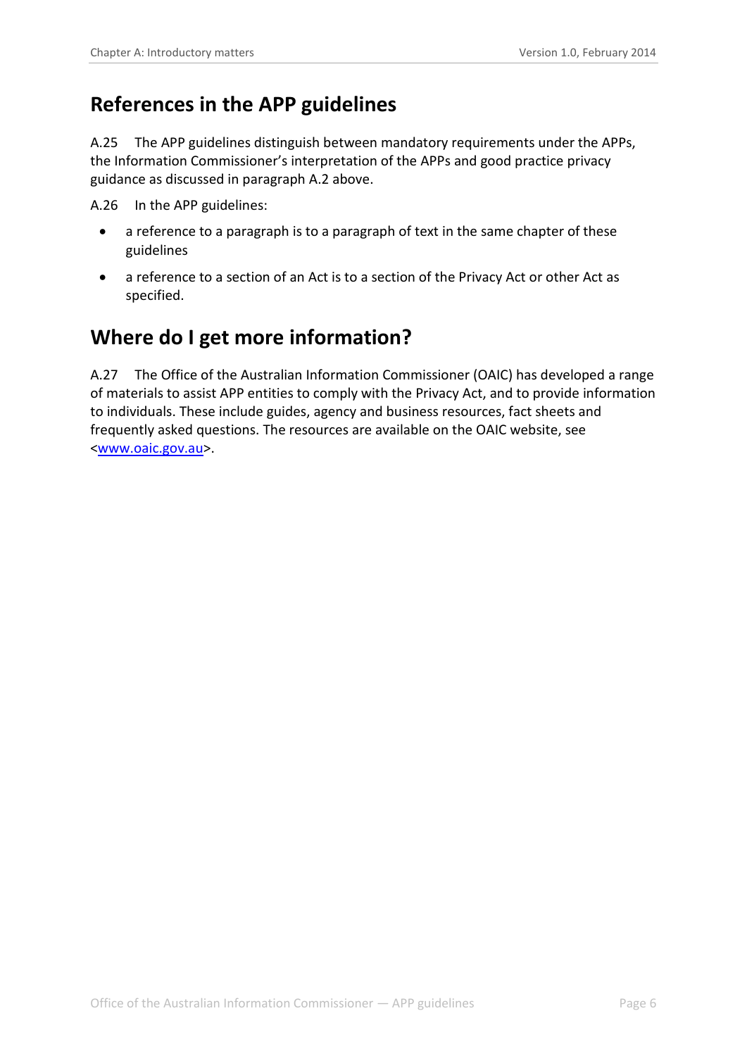## References in the APP guidelines

A.25 The APP guidelines distinguish between mandatory requirements under the APPs, the Information Commissioner's interpretation of the APPs and good practice privacy guidance as discussed in paragraph A.2 above.

A.26 In the APP guidelines:

- a reference to a paragraph is to a paragraph of text in the same chapter of these guidelines
- a reference to a section of an Act is to a section of the Privacy Act or other Act as specified.

## Where do I get more information?

A.27 The Office of the Australian Information Commissioner (OAIC) has developed a range of materials to assist APP entities to comply with the Privacy Act, and to provide information to individuals. These include guides, agency and business resources, fact sheets and frequently asked questions. The resources are available on the OAIC website, see <www.oaic.gov.au>.